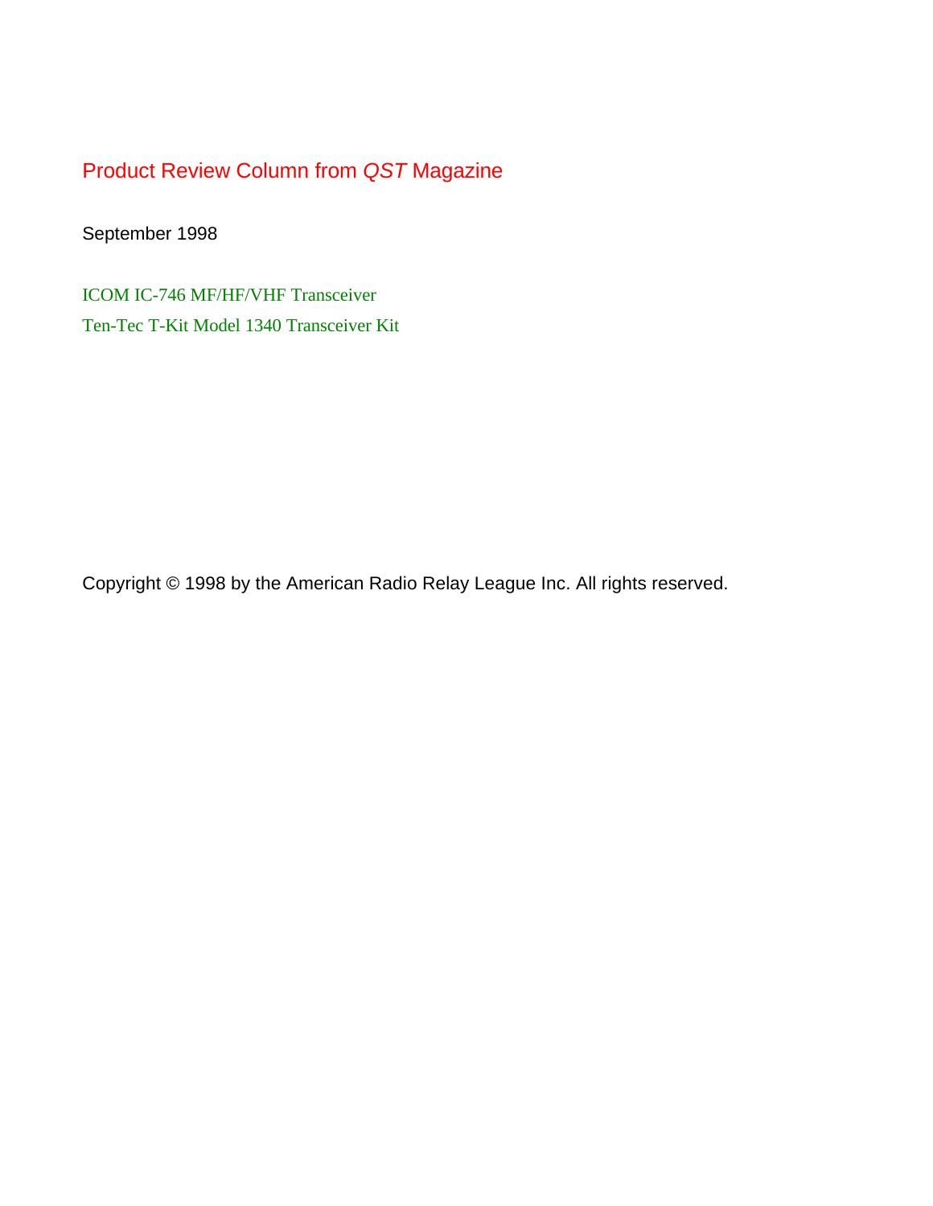# Product Review Column from *QST* Magazine

September 1998

ICOM IC-746 MF/HF/VHF Transceiver

Ten-Tec T-Kit Model 1340 Transceiver Kit

Copyright © 1998 by the American Radio Relay League Inc. All rights reserved.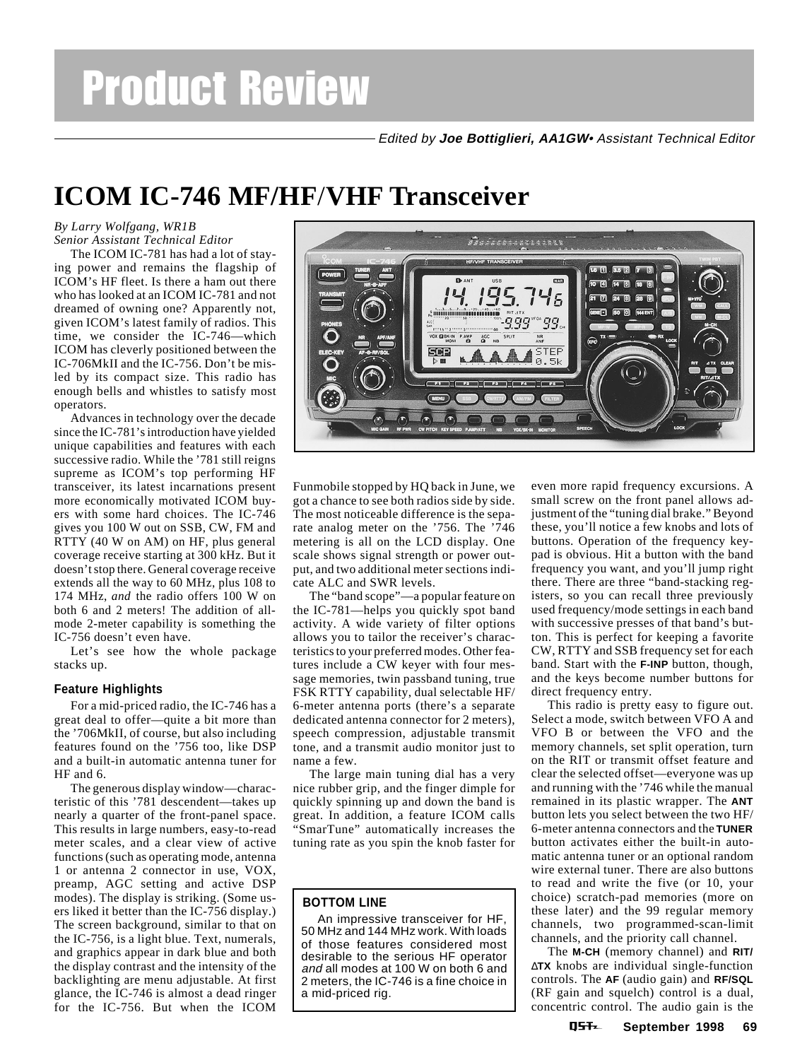# Product Review

*Edited by* ***Joe Bottiglieri, AA1GW*** *• Assistant Technical Editor*

# ICOM IC-746 MF/HF/VHF Transceiver

*By Larry Wolfgang, WR1B*
*Senior Assistant Technical Editor*

The ICOM IC-781 has had a lot of staying power and remains the flagship of ICOM's HF fleet. Is there a ham out there who has looked at an ICOM IC-781 and not dreamed of owning one? Apparently not, given ICOM's latest family of radios. This time, we consider the IC-746—which ICOM has cleverly positioned between the IC-706MkII and the IC-756. Don't be misled by its compact size. This radio has enough bells and whistles to satisfy most operators.

Advances in technology over the decade since the IC-781's introduction have yielded unique capabilities and features with each successive radio. While the '781 still reigns supreme as ICOM's top performing HF transceiver, its latest incarnations present more economically motivated ICOM buyers with some hard choices. The IC-746 gives you 100 W out on SSB, CW, FM and RTTY (40 W on AM) on HF, plus general coverage receive starting at 300 kHz. But it doesn't stop there. General coverage receive extends all the way to 60 MHz, plus 108 to 174 MHz, *and* the radio offers 100 W on both 6 and 2 meters! The addition of all-mode 2-meter capability is something the IC-756 doesn't even have.

Let's see how the whole package stacks up.

### Feature Highlights

For a mid-priced radio, the IC-746 has a great deal to offer—quite a bit more than the '706MkII, of course, but also including features found on the '756 too, like DSP and a built-in automatic antenna tuner for HF and 6.

The generous display window—characteristic of this '781 descendent—takes up nearly a quarter of the front-panel space. This results in large numbers, easy-to-read meter scales, and a clear view of active functions (such as operating mode, antenna 1 or antenna 2 connector in use, VOX, preamp, AGC setting and active DSP modes). The display is striking. (Some users liked it better than the IC-756 display.) The screen background, similar to that on the IC-756, is a light blue. Text, numerals, and graphics appear in dark blue and both the display contrast and the intensity of the backlighting are menu adjustable. At first glance, the IC-746 is almost a dead ringer for the IC-756. But when the ICOM Funmobile stopped by HQ back in June, we got a chance to see both radios side by side. The most noticeable difference is the separate analog meter on the '756. The '746 metering is all on the LCD display. One scale shows signal strength or power output, and two additional meter sections indicate ALC and SWR levels.

The "band scope"—a popular feature on the IC-781—helps you quickly spot band activity. A wide variety of filter options allows you to tailor the receiver's characteristics to your preferred modes. Other features include a CW keyer with four message memories, twin passband tuning, true FSK RTTY capability, dual selectable HF/6-meter antenna ports (there's a separate dedicated antenna connector for 2 meters), speech compression, adjustable transmit tone, and a transmit audio monitor just to name a few.

The large main tuning dial has a very nice rubber grip, and the finger dimple for quickly spinning up and down the band is great. In addition, a feature ICOM calls "SmarTune" automatically increases the tuning rate as you spin the knob faster for even more rapid frequency excursions. A small screw on the front panel allows adjustment of the "tuning dial brake." Beyond these, you'll notice a few knobs and lots of buttons. Operation of the frequency keypad is obvious. Hit a button with the band frequency you want, and you'll jump right there. There are three "band-stacking registers, so you can recall three previously used frequency/mode settings in each band with successive presses of that band's button. This is perfect for keeping a favorite CW, RTTY and SSB frequency set for each band. Start with the **F-INP** button, though, and the keys become number buttons for direct frequency entry.

This radio is pretty easy to figure out. Select a mode, switch between VFO A and VFO B or between the VFO and the memory channels, set split operation, turn on the RIT or transmit offset feature and clear the selected offset—everyone was up and running with the '746 while the manual remained in its plastic wrapper. The **ANT** button lets you select between the two HF/6-meter antenna connectors and the **TUNER** button activates either the built-in automatic antenna tuner or an optional random wire external tuner. There are also buttons to read and write the five (or 10, your choice) scratch-pad memories (more on these later) and the 99 regular memory channels, two programmed-scan-limit channels, and the priority call channel.

The **M-CH** (memory channel) and **RIT/ΔTX** knobs are individual single-function controls. The **AF** (audio gain) and **RF/SQL** (RF gain and squelch) control is a dual, concentric control. The audio gain is the

> **BOTTOM LINE**
>
> An impressive transceiver for HF, 50 MHz and 144 MHz work. With loads of those features considered most desirable to the serious HF operator *and* all modes at 100 W on both 6 and 2 meters, the IC-746 is a fine choice in a mid-priced rig.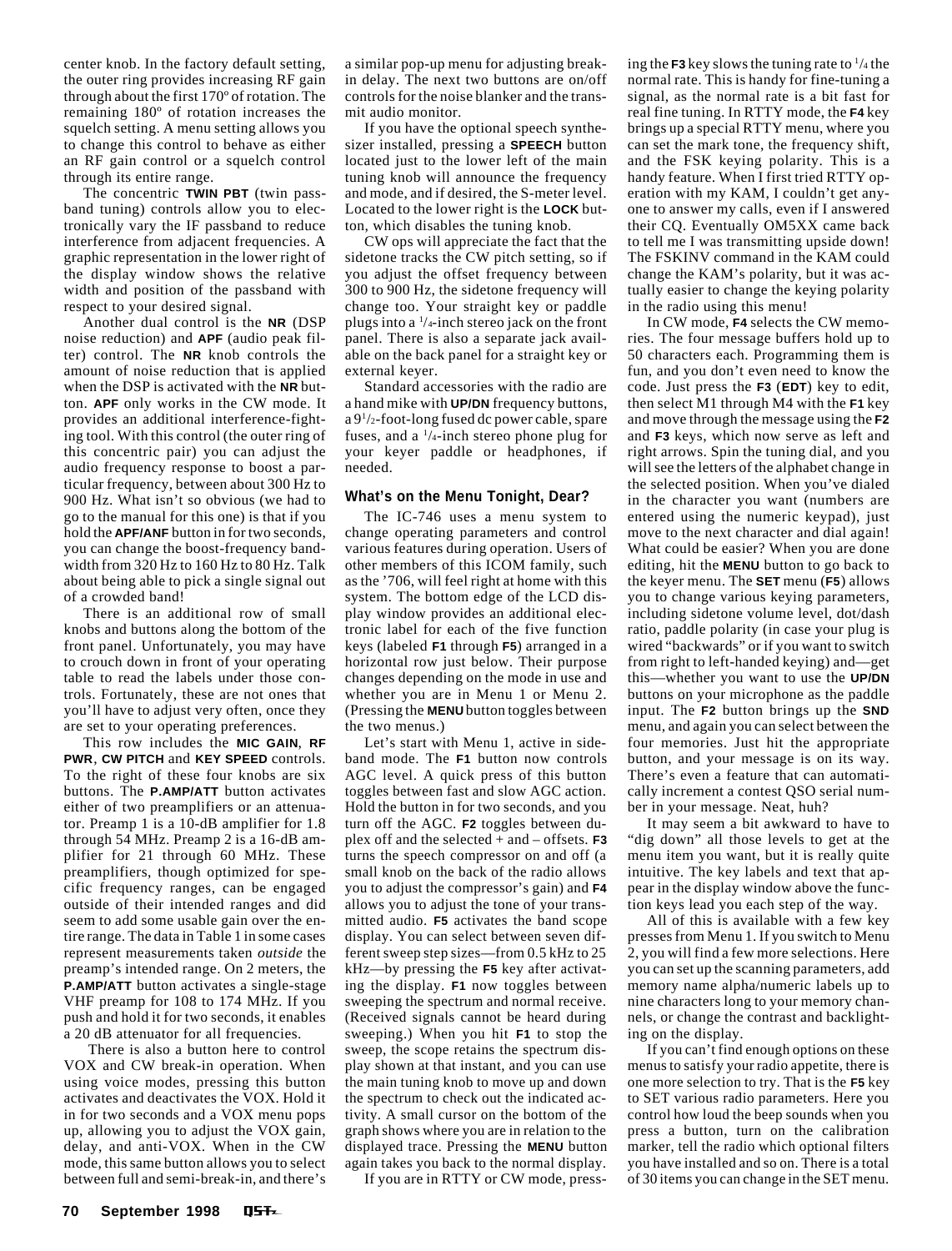center knob. In the factory default setting, the outer ring provides increasing RF gain through about the first 170º of rotation. The remaining 180º of rotation increases the squelch setting. A menu setting allows you to change this control to behave as either an RF gain control or a squelch control through its entire range.

The concentric **TWIN PBT** (twin passband tuning) controls allow you to electronically vary the IF passband to reduce interference from adjacent frequencies. A graphic representation in the lower right of the display window shows the relative width and position of the passband with respect to your desired signal.

Another dual control is the **NR** (DSP noise reduction) and **APF** (audio peak filter) control. The **NR** knob controls the amount of noise reduction that is applied when the DSP is activated with the **NR** button. **APF** only works in the CW mode. It provides an additional interference-fighting tool. With this control (the outer ring of this concentric pair) you can adjust the audio frequency response to boost a particular frequency, between about 300 Hz to 900 Hz. What isn't so obvious (we had to go to the manual for this one) is that if you hold the **APF/ANF** button in for two seconds, you can change the boost-frequency bandwidth from 320 Hz to 160 Hz to 80 Hz. Talk about being able to pick a single signal out of a crowded band!

There is an additional row of small knobs and buttons along the bottom of the front panel. Unfortunately, you may have to crouch down in front of your operating table to read the labels under those controls. Fortunately, these are not ones that you'll have to adjust very often, once they are set to your operating preferences.

This row includes the **MIC GAIN**, **RF PWR**, **CW PITCH** and **KEY SPEED** controls. To the right of these four knobs are six buttons. The **P.AMP/ATT** button activates either of two preamplifiers or an attenuator. Preamp 1 is a 10-dB amplifier for 1.8 through 54 MHz. Preamp 2 is a 16-dB amplifier for 21 through 60 MHz. These preamplifiers, though optimized for specific frequency ranges, can be engaged outside of their intended ranges and did seem to add some usable gain over the entire range. The data in Table 1 in some cases represent measurements taken *outside* the preamp's intended range. On 2 meters, the **P.AMP/ATT** button activates a single-stage VHF preamp for 108 to 174 MHz. If you push and hold it for two seconds, it enables a 20 dB attenuator for all frequencies.

There is also a button here to control VOX and CW break-in operation. When using voice modes, pressing this button activates and deactivates the VOX. Hold it in for two seconds and a VOX menu pops up, allowing you to adjust the VOX gain, delay, and anti-VOX. When in the CW mode, this same button allows you to select between full and semi-break-in, and there's a similar pop-up menu for adjusting break-in delay. The next two buttons are on/off controls for the noise blanker and the transmit audio monitor.

If you have the optional speech synthesizer installed, pressing a **SPEECH** button located just to the lower left of the main tuning knob will announce the frequency and mode, and if desired, the S-meter level. Located to the lower right is the **LOCK** button, which disables the tuning knob.

CW ops will appreciate the fact that the sidetone tracks the CW pitch setting, so if you adjust the offset frequency between 300 to 900 Hz, the sidetone frequency will change too. Your straight key or paddle plugs into a 1/4-inch stereo jack on the front panel. There is also a separate jack available on the back panel for a straight key or external keyer.

Standard accessories with the radio are a hand mike with **UP/DN** frequency buttons, a 9 1/2-foot-long fused dc power cable, spare fuses, and a 1/4-inch stereo phone plug for your keyer paddle or headphones, if needed.

### What's on the Menu Tonight, Dear?

The IC-746 uses a menu system to change operating parameters and control various features during operation. Users of other members of this ICOM family, such as the '706, will feel right at home with this system. The bottom edge of the LCD display window provides an additional electronic label for each of the five function keys (labeled **F1** through **F5**) arranged in a horizontal row just below. Their purpose changes depending on the mode in use and whether you are in Menu 1 or Menu 2. (Pressing the **MENU** button toggles between the two menus.)

Let's start with Menu 1, active in sideband mode. The **F1** button now controls AGC level. A quick press of this button toggles between fast and slow AGC action. Hold the button in for two seconds, and you turn off the AGC. **F2** toggles between duplex off and the selected + and – offsets. **F3** turns the speech compressor on and off (a small knob on the back of the radio allows you to adjust the compressor's gain) and **F4** allows you to adjust the tone of your transmitted audio. **F5** activates the band scope display. You can select between seven different sweep step sizes—from 0.5 kHz to 25 kHz—by pressing the **F5** key after activating the display. **F1** now toggles between sweeping the spectrum and normal receive. (Received signals cannot be heard during sweeping.) When you hit **F1** to stop the sweep, the scope retains the spectrum display shown at that instant, and you can use the main tuning knob to move up and down the spectrum to check out the indicated activity. A small cursor on the bottom of the graph shows where you are in relation to the displayed trace. Pressing the **MENU** button again takes you back to the normal display.

If you are in RTTY or CW mode, pressing the **F3** key slows the tuning rate to 1/4 the normal rate. This is handy for fine-tuning a signal, as the normal rate is a bit fast for real fine tuning. In RTTY mode, the **F4** key brings up a special RTTY menu, where you can set the mark tone, the frequency shift, and the FSK keying polarity. This is a handy feature. When I first tried RTTY operation with my KAM, I couldn't get anyone to answer my calls, even if I answered their CQ. Eventually OM5XX came back to tell me I was transmitting upside down! The FSKINV command in the KAM could change the KAM's polarity, but it was actually easier to change the keying polarity in the radio using this menu!

In CW mode, **F4** selects the CW memories. The four message buffers hold up to 50 characters each. Programming them is fun, and you don't even need to know the code. Just press the **F3** (**EDT**) key to edit, then select M1 through M4 with the **F1** key and move through the message using the **F2** and **F3** keys, which now serve as left and right arrows. Spin the tuning dial, and you will see the letters of the alphabet change in the selected position. When you've dialed in the character you want (numbers are entered using the numeric keypad), just move to the next character and dial again! What could be easier? When you are done editing, hit the **MENU** button to go back to the keyer menu. The **SET** menu (**F5**) allows you to change various keying parameters, including sidetone volume level, dot/dash ratio, paddle polarity (in case your plug is wired "backwards" or if you want to switch from right to left-handed keying) and—get this—whether you want to use the **UP/DN** buttons on your microphone as the paddle input. The **F2** button brings up the **SND** menu, and again you can select between the four memories. Just hit the appropriate button, and your message is on its way. There's even a feature that can automatically increment a contest QSO serial number in your message. Neat, huh?

It may seem a bit awkward to have to "dig down" all those levels to get at the menu item you want, but it is really quite intuitive. The key labels and text that appear in the display window above the function keys lead you each step of the way.

All of this is available with a few key presses from Menu 1. If you switch to Menu 2, you will find a few more selections. Here you can set up the scanning parameters, add memory name alpha/numeric labels up to nine characters long to your memory channels, or change the contrast and backlighting on the display.

If you can't find enough options on these menus to satisfy your radio appetite, there is one more selection to try. That is the **F5** key to SET various radio parameters. Here you control how loud the beep sounds when you press a button, turn on the calibration marker, tell the radio which optional filters you have installed and so on. There is a total of 30 items you can change in the SET menu.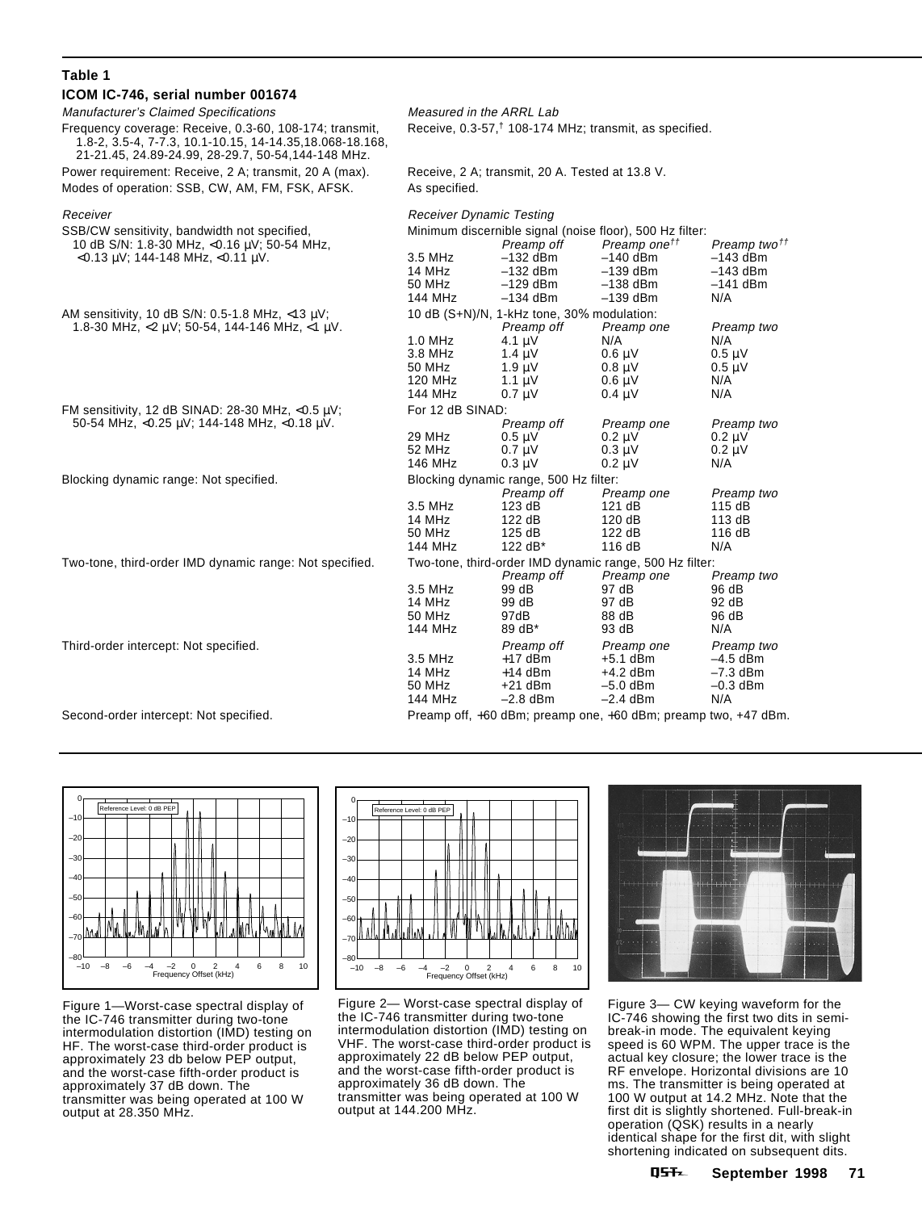**Table 1**

**ICOM IC-746, serial number 001674**

| *Manufacturer's Claimed Specifications* | *Measured in the ARRL Lab* | | | |
|---|---|---|---|---|
| Frequency coverage: Receive, 0.3-60, 108-174; transmit, 1.8-2, 3.5-4, 7-7.3, 10.1-10.15, 14-14.35,18.068-18.168, 21-21.45, 24.89-24.99, 28-29.7, 50-54,144-148 MHz. | Receive, 0.3-57,† 108-174 MHz; transmit, as specified. | | | |
| Power requirement: Receive, 2 A; transmit, 20 A (max). | Receive, 2 A; transmit, 20 A. Tested at 13.8 V. | | | |
| Modes of operation: SSB, CW, AM, FM, FSK, AFSK. | As specified. | | | |
| *Receiver* | *Receiver Dynamic Testing* | | | |
| SSB/CW sensitivity, bandwidth not specified, 10 dB S/N: 1.8-30 MHz, <0.16 µV; 50-54 MHz, <0.13 µV; 144-148 MHz, <0.11 µV. | Minimum discernible signal (noise floor), 500 Hz filter: | | | |
| | | *Preamp off* | *Preamp one††* | *Preamp two††* |
| | 3.5 MHz | –132 dBm | –140 dBm | –143 dBm |
| | 14 MHz | –132 dBm | –139 dBm | –143 dBm |
| | 50 MHz | –129 dBm | –138 dBm | –141 dBm |
| | 144 MHz | –134 dBm | –139 dBm | N/A |
| AM sensitivity, 10 dB S/N: 0.5-1.8 MHz, <13 µV; 1.8-30 MHz, <2 µV; 50-54, 144-146 MHz, <1 µV. | 10 dB (S+N)/N, 1-kHz tone, 30% modulation: | | | |
| | | *Preamp off* | *Preamp one* | *Preamp two* |
| | 1.0 MHz | 4.1 µV | N/A | N/A |
| | 3.8 MHz | 1.4 µV | 0.6 µV | 0.5 µV |
| | 50 MHz | 1.9 µV | 0.8 µV | 0.5 µV |
| | 120 MHz | 1.1 µV | 0.6 µV | N/A |
| | 144 MHz | 0.7 µV | 0.4 µV | N/A |
| FM sensitivity, 12 dB SINAD: 28-30 MHz, <0.5 µV; 50-54 MHz, <0.25 µV; 144-148 MHz, <0.18 µV. | For 12 dB SINAD: | | | |
| | | *Preamp off* | *Preamp one* | *Preamp two* |
| | 29 MHz | 0.5 µV | 0.2 µV | 0.2 µV |
| | 52 MHz | 0.7 µV | 0.3 µV | 0.2 µV |
| | 146 MHz | 0.3 µV | 0.2 µV | N/A |
| Blocking dynamic range: Not specified. | Blocking dynamic range, 500 Hz filter: | | | |
| | | *Preamp off* | *Preamp one* | *Preamp two* |
| | 3.5 MHz | 123 dB | 121 dB | 115 dB |
| | 14 MHz | 122 dB | 120 dB | 113 dB |
| | 50 MHz | 125 dB | 122 dB | 116 dB |
| | 144 MHz | 122 dB* | 116 dB | N/A |
| Two-tone, third-order IMD dynamic range: Not specified. | Two-tone, third-order IMD dynamic range, 500 Hz filter: | | | |
| | | *Preamp off* | *Preamp one* | *Preamp two* |
| | 3.5 MHz | 99 dB | 97 dB | 96 dB |
| | 14 MHz | 99 dB | 97 dB | 92 dB |
| | 50 MHz | 97dB | 88 dB | 96 dB |
| | 144 MHz | 89 dB* | 93 dB | N/A |
| Third-order intercept: Not specified. | | *Preamp off* | *Preamp one* | *Preamp two* |
| | 3.5 MHz | +17 dBm | +5.1 dBm | –4.5 dBm |
| | 14 MHz | +14 dBm | +4.2 dBm | –7.3 dBm |
| | 50 MHz | +21 dBm | –5.0 dBm | –0.3 dBm |
| | 144 MHz | –2.8 dBm | –2.4 dBm | N/A |
| Second-order intercept: Not specified. | Preamp off, +60 dBm; preamp one, +60 dBm; preamp two, +47 dBm. | | | |

Figure 1—Worst-case spectral display of the IC-746 transmitter during two-tone intermodulation distortion (IMD) testing on HF. The worst-case third-order product is approximately 23 db below PEP output, and the worst-case fifth-order product is approximately 37 dB down. The transmitter was being operated at 100 W output at 28.350 MHz.

Figure 2— Worst-case spectral display of the IC-746 transmitter during two-tone intermodulation distortion (IMD) testing on VHF. The worst-case third-order product is approximately 22 dB below PEP output, and the worst-case fifth-order product is approximately 36 dB down. The transmitter was being operated at 100 W output at 144.200 MHz.

Figure 3— CW keying waveform for the IC-746 showing the first two dits in semi-break-in mode. The equivalent keying speed is 60 WPM. The upper trace is the actual key closure; the lower trace is the RF envelope. Horizontal divisions are 10 ms. The transmitter is being operated at 100 W output at 14.2 MHz. Note that the first dit is slightly shortened. Full-break-in operation (QSK) results in a nearly identical shape for the first dit, with slight shortening indicated on subsequent dits.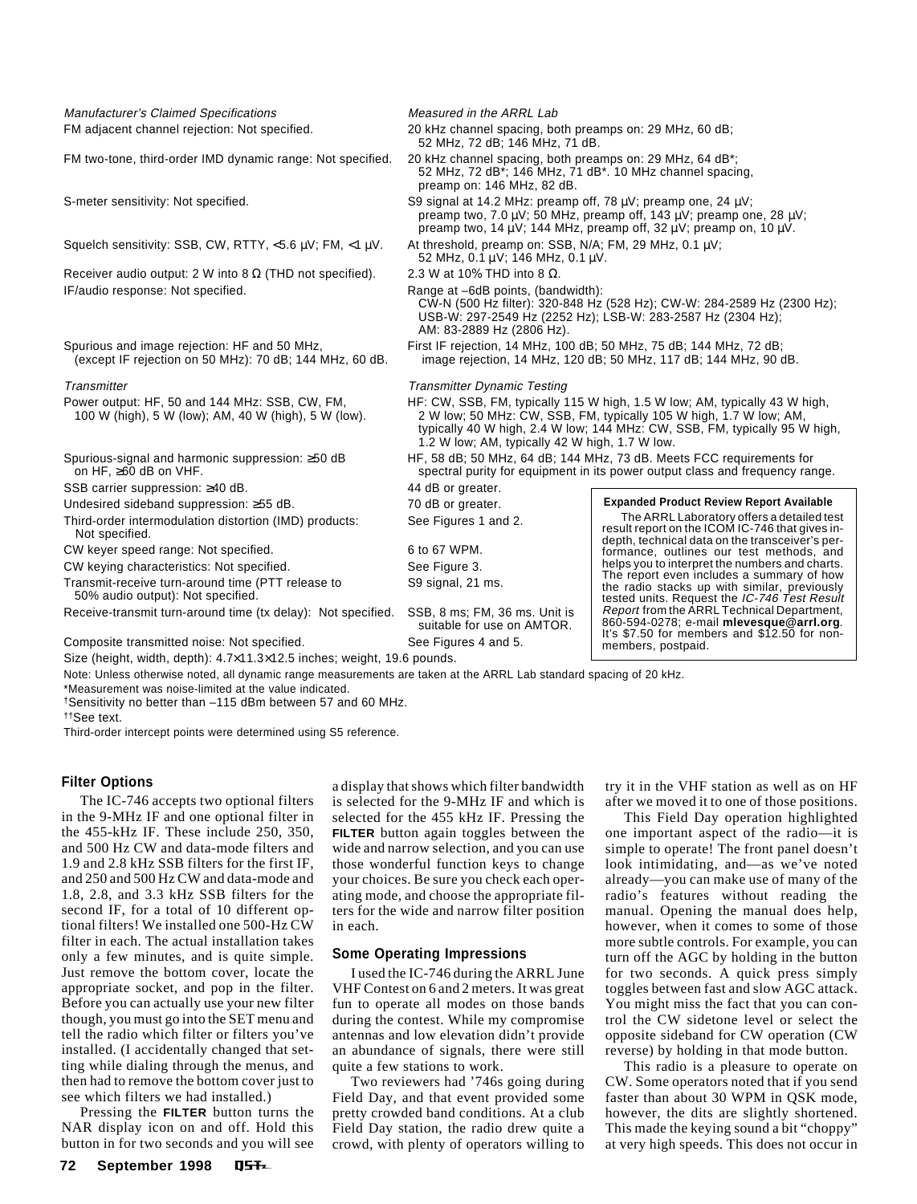| *Manufacturer's Claimed Specifications* | *Measured in the ARRL Lab* |
|---|---|
| FM adjacent channel rejection: Not specified. | 20 kHz channel spacing, both preamps on: 29 MHz, 60 dB; 52 MHz, 72 dB; 146 MHz, 71 dB. |
| FM two-tone, third-order IMD dynamic range: Not specified. | 20 kHz channel spacing, both preamps on: 29 MHz, 64 dB*; 52 MHz, 72 dB*; 146 MHz, 71 dB*. 10 MHz channel spacing, preamp on: 146 MHz, 82 dB. |
| S-meter sensitivity: Not specified. | S9 signal at 14.2 MHz: preamp off, 78 µV; preamp one, 24 µV; preamp two, 7.0 µV; 50 MHz, preamp off, 143 µV; preamp one, 28 µV; preamp two, 14 µV; 144 MHz, preamp off, 32 µV; preamp on, 10 µV. |
| Squelch sensitivity: SSB, CW, RTTY, <5.6 µV; FM, <1 µV. | At threshold, preamp on: SSB, N/A; FM, 29 MHz, 0.1 µV; 52 MHz, 0.1 µV; 146 MHz, 0.1 µV. |
| Receiver audio output: 2 W into 8 Ω (THD not specified). | 2.3 W at 10% THD into 8 Ω. |
| IF/audio response: Not specified. | Range at –6dB points, (bandwidth): CW-N (500 Hz filter): 320-848 Hz (528 Hz); CW-W: 284-2589 Hz (2300 Hz); USB-W: 297-2549 Hz (2252 Hz); LSB-W: 283-2587 Hz (2304 Hz); AM: 83-2889 Hz (2806 Hz). |
| Spurious and image rejection: HF and 50 MHz, (except IF rejection on 50 MHz): 70 dB; 144 MHz, 60 dB. | First IF rejection, 14 MHz, 100 dB; 50 MHz, 75 dB; 144 MHz, 72 dB; image rejection, 14 MHz, 120 dB; 50 MHz, 117 dB; 144 MHz, 90 dB. |
| *Transmitter* | *Transmitter Dynamic Testing* |
| Power output: HF, 50 and 144 MHz: SSB, CW, FM, 100 W (high), 5 W (low); AM, 40 W (high), 5 W (low). | HF: CW, SSB, FM, typically 115 W high, 1.5 W low; AM, typically 43 W high, 2 W low; 50 MHz: CW, SSB, FM, typically 105 W high, 1.7 W low; AM, typically 40 W high, 2.4 W low; 144 MHz: CW, SSB, FM, typically 95 W high, 1.2 W low; AM, typically 42 W high, 1.7 W low. |
| Spurious-signal and harmonic suppression: ≥50 dB on HF, ≥60 dB on VHF. | HF, 58 dB; 50 MHz, 64 dB; 144 MHz, 73 dB. Meets FCC requirements for spectral purity for equipment in its power output class and frequency range. |
| SSB carrier suppression: ≥40 dB. | 44 dB or greater. |
| Undesired sideband suppression: ≥55 dB. | 70 dB or greater. |
| Third-order intermodulation distortion (IMD) products: Not specified. | See Figures 1 and 2. |
| CW keyer speed range: Not specified. | 6 to 67 WPM. |
| CW keying characteristics: Not specified. | See Figure 3. |
| Transmit-receive turn-around time (PTT release to 50% audio output): Not specified. | S9 signal, 21 ms. |
| Receive-transmit turn-around time (tx delay): Not specified. | SSB, 8 ms; FM, 36 ms. Unit is suitable for use on AMTOR. |
| Composite transmitted noise: Not specified. | See Figures 4 and 5. |

Size (height, width, depth): 4.7×11.3×12.5 inches; weight, 19.6 pounds.

Note: Unless otherwise noted, all dynamic range measurements are taken at the ARRL Lab standard spacing of 20 kHz.

*Measurement was noise-limited at the value indicated.

†Sensitivity no better than –115 dBm between 57 and 60 MHz.

††See text.

Third-order intercept points were determined using S5 reference.

**Expanded Product Review Report Available**

The ARRL Laboratory offers a detailed test result report on the ICOM IC-746 that gives in-depth, technical data on the transceiver's performance, outlines our test methods, and helps you to interpret the numbers and charts. The report even includes a summary of how the radio stacks up with similar, previously tested units. Request the *IC-746 Test Result Report* from the ARRL Technical Department, 860-594-0278; e-mail **mlevesque@arrl.org**. It's $7.50 for members and $12.50 for non-members, postpaid.

### Filter Options

The IC-746 accepts two optional filters in the 9-MHz IF and one optional filter in the 455-kHz IF. These include 250, 350, and 500 Hz CW and data-mode filters and 1.9 and 2.8 kHz SSB filters for the first IF, and 250 and 500 Hz CW and data-mode and 1.8, 2.8, and 3.3 kHz SSB filters for the second IF, for a total of 10 different optional filters! We installed one 500-Hz CW filter in each. The actual installation takes only a few minutes, and is quite simple. Just remove the bottom cover, locate the appropriate socket, and pop in the filter. Before you can actually use your new filter though, you must go into the SET menu and tell the radio which filter or filters you've installed. (I accidentally changed that setting while dialing through the menus, and then had to remove the bottom cover just to see which filters we had installed.)

Pressing the **FILTER** button turns the NAR display icon on and off. Hold this button in for two seconds and you will see a display that shows which filter bandwidth is selected for the 9-MHz IF and which is selected for the 455 kHz IF. Pressing the **FILTER** button again toggles between the wide and narrow selection, and you can use those wonderful function keys to change your choices. Be sure you check each operating mode, and choose the appropriate filters for the wide and narrow filter position in each.

### Some Operating Impressions

I used the IC-746 during the ARRL June VHF Contest on 6 and 2 meters. It was great fun to operate all modes on those bands during the contest. While my compromise antennas and low elevation didn't provide an abundance of signals, there were still quite a few stations to work.

Two reviewers had '746s going during Field Day, and that event provided some pretty crowded band conditions. At a club Field Day station, the radio drew quite a crowd, with plenty of operators willing to try it in the VHF station as well as on HF after we moved it to one of those positions.

This Field Day operation highlighted one important aspect of the radio—it is simple to operate! The front panel doesn't look intimidating, and—as we've noted already—you can make use of many of the radio's features without reading the manual. Opening the manual does help, however, when it comes to some of those more subtle controls. For example, you can turn off the AGC by holding in the button for two seconds. A quick press simply toggles between fast and slow AGC attack. You might miss the fact that you can control the CW sidetone level or select the opposite sideband for CW operation (CW reverse) by holding in that mode button.

This radio is a pleasure to operate on CW. Some operators noted that if you send faster than about 30 WPM in QSK mode, however, the dits are slightly shortened. This made the keying sound a bit "choppy" at very high speeds. This does not occur in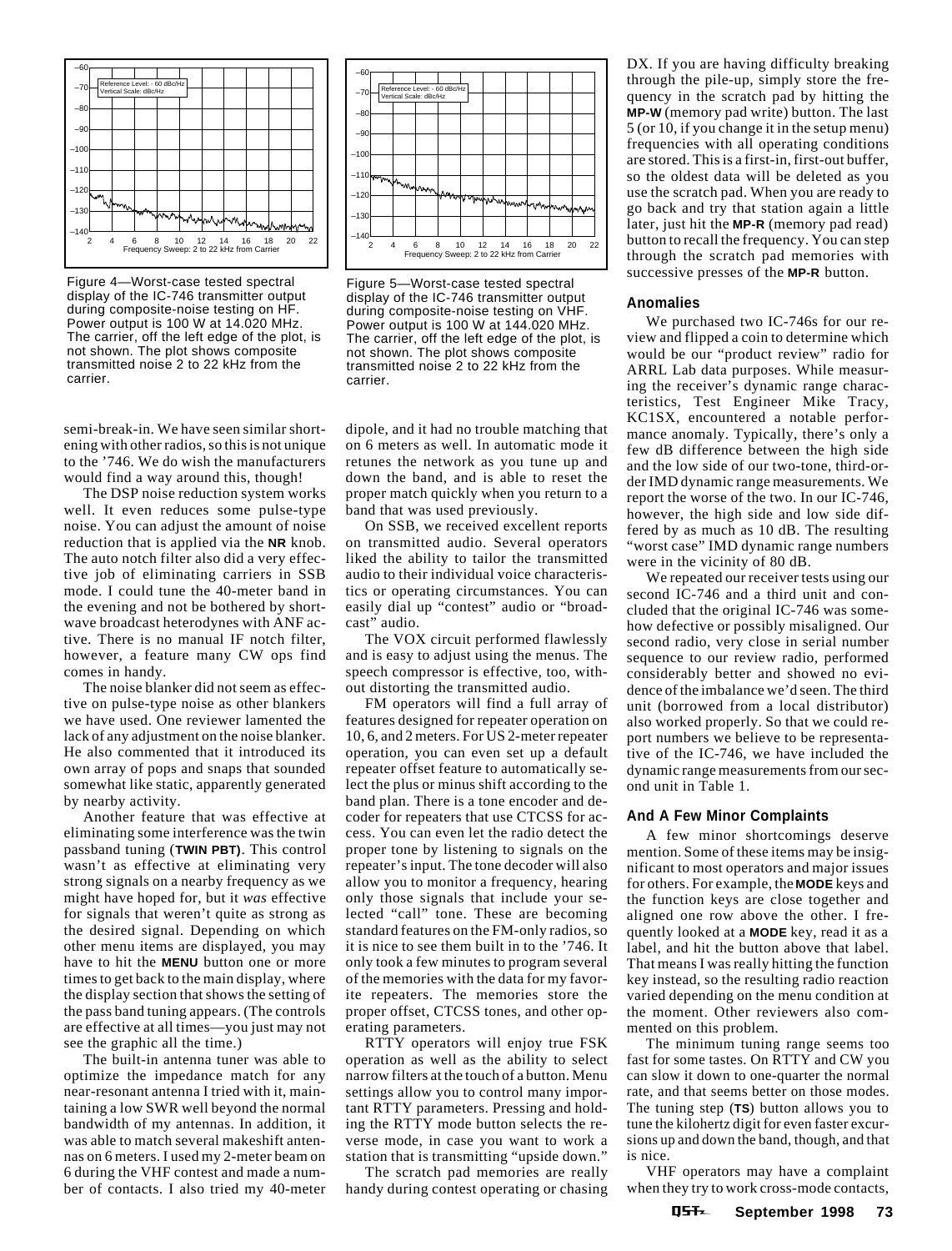Figure 4—Worst-case tested spectral display of the IC-746 transmitter output during composite-noise testing on HF. Power output is 100 W at 14.020 MHz. The carrier, off the left edge of the plot, is not shown. The plot shows composite transmitted noise 2 to 22 kHz from the carrier.

Figure 5—Worst-case tested spectral display of the IC-746 transmitter output during composite-noise testing on VHF. Power output is 100 W at 144.020 MHz. The carrier, off the left edge of the plot, is not shown. The plot shows composite transmitted noise 2 to 22 kHz from the carrier.

semi-break-in. We have seen similar shortening with other radios, so this is not unique to the '746. We do wish the manufacturers would find a way around this, though!

The DSP noise reduction system works well. It even reduces some pulse-type noise. You can adjust the amount of noise reduction that is applied via the **NR** knob. The auto notch filter also did a very effective job of eliminating carriers in SSB mode. I could tune the 40-meter band in the evening and not be bothered by shortwave broadcast heterodynes with ANF active. There is no manual IF notch filter, however, a feature many CW ops find comes in handy.

The noise blanker did not seem as effective on pulse-type noise as other blankers we have used. One reviewer lamented the lack of any adjustment on the noise blanker. He also commented that it introduced its own array of pops and snaps that sounded somewhat like static, apparently generated by nearby activity.

Another feature that was effective at eliminating some interference was the twin passband tuning (**TWIN PBT**). This control wasn't as effective at eliminating very strong signals on a nearby frequency as we might have hoped for, but it *was* effective for signals that weren't quite as strong as the desired signal. Depending on which other menu items are displayed, you may have to hit the **MENU** button one or more times to get back to the main display, where the display section that shows the setting of the pass band tuning appears. (The controls are effective at all times—you just may not see the graphic all the time.)

The built-in antenna tuner was able to optimize the impedance match for any near-resonant antenna I tried with it, maintaining a low SWR well beyond the normal bandwidth of my antennas. In addition, it was able to match several makeshift antennas on 6 meters. I used my 2-meter beam on 6 during the VHF contest and made a number of contacts. I also tried my 40-meter dipole, and it had no trouble matching that on 6 meters as well. In automatic mode it retunes the network as you tune up and down the band, and is able to reset the proper match quickly when you return to a band that was used previously.

On SSB, we received excellent reports on transmitted audio. Several operators liked the ability to tailor the transmitted audio to their individual voice characteristics or operating circumstances. You can easily dial up "contest" audio or "broadcast" audio.

The VOX circuit performed flawlessly and is easy to adjust using the menus. The speech compressor is effective, too, without distorting the transmitted audio.

FM operators will find a full array of features designed for repeater operation on 10, 6, and 2 meters. For US 2-meter repeater operation, you can even set up a default repeater offset feature to automatically select the plus or minus shift according to the band plan. There is a tone encoder and decoder for repeaters that use CTCSS for access. You can even let the radio detect the proper tone by listening to signals on the repeater's input. The tone decoder will also allow you to monitor a frequency, hearing only those signals that include your selected "call" tone. These are becoming standard features on the FM-only radios, so it is nice to see them built in to the '746. It only took a few minutes to program several of the memories with the data for my favorite repeaters. The memories store the proper offset, CTCSS tones, and other operating parameters.

RTTY operators will enjoy true FSK operation as well as the ability to select narrow filters at the touch of a button. Menu settings allow you to control many important RTTY parameters. Pressing and holding the RTTY mode button selects the reverse mode, in case you want to work a station that is transmitting "upside down."

The scratch pad memories are really handy during contest operating or chasing DX. If you are having difficulty breaking through the pile-up, simply store the frequency in the scratch pad by hitting the **MP-W** (memory pad write) button. The last 5 (or 10, if you change it in the setup menu) frequencies with all operating conditions are stored. This is a first-in, first-out buffer, so the oldest data will be deleted as you use the scratch pad. When you are ready to go back and try that station again a little later, just hit the **MP-R** (memory pad read) button to recall the frequency. You can step through the scratch pad memories with successive presses of the **MP-R** button.

### Anomalies

We purchased two IC-746s for our review and flipped a coin to determine which would be our "product review" radio for ARRL Lab data purposes. While measuring the receiver's dynamic range characteristics, Test Engineer Mike Tracy, KC1SX, encountered a notable performance anomaly. Typically, there's only a few dB difference between the high side and the low side of our two-tone, third-order IMD dynamic range measurements. We report the worse of the two. In our IC-746, however, the high side and low side differed by as much as 10 dB. The resulting "worst case" IMD dynamic range numbers were in the vicinity of 80 dB.

We repeated our receiver tests using our second IC-746 and a third unit and concluded that the original IC-746 was somehow defective or possibly misaligned. Our second radio, very close in serial number sequence to our review radio, performed considerably better and showed no evidence of the imbalance we'd seen. The third unit (borrowed from a local distributor) also worked properly. So that we could report numbers we believe to be representative of the IC-746, we have included the dynamic range measurements from our second unit in Table 1.

### And A Few Minor Complaints

A few minor shortcomings deserve mention. Some of these items may be insignificant to most operators and major issues for others. For example, the **MODE** keys and the function keys are close together and aligned one row above the other. I frequently looked at a **MODE** key, read it as a label, and hit the button above that label. That means I was really hitting the function key instead, so the resulting radio reaction varied depending on the menu condition at the moment. Other reviewers also commented on this problem.

The minimum tuning range seems too fast for some tastes. On RTTY and CW you can slow it down to one-quarter the normal rate, and that seems better on those modes. The tuning step (**TS**) button allows you to tune the kilohertz digit for even faster excursions up and down the band, though, and that is nice.

VHF operators may have a complaint when they try to work cross-mode contacts,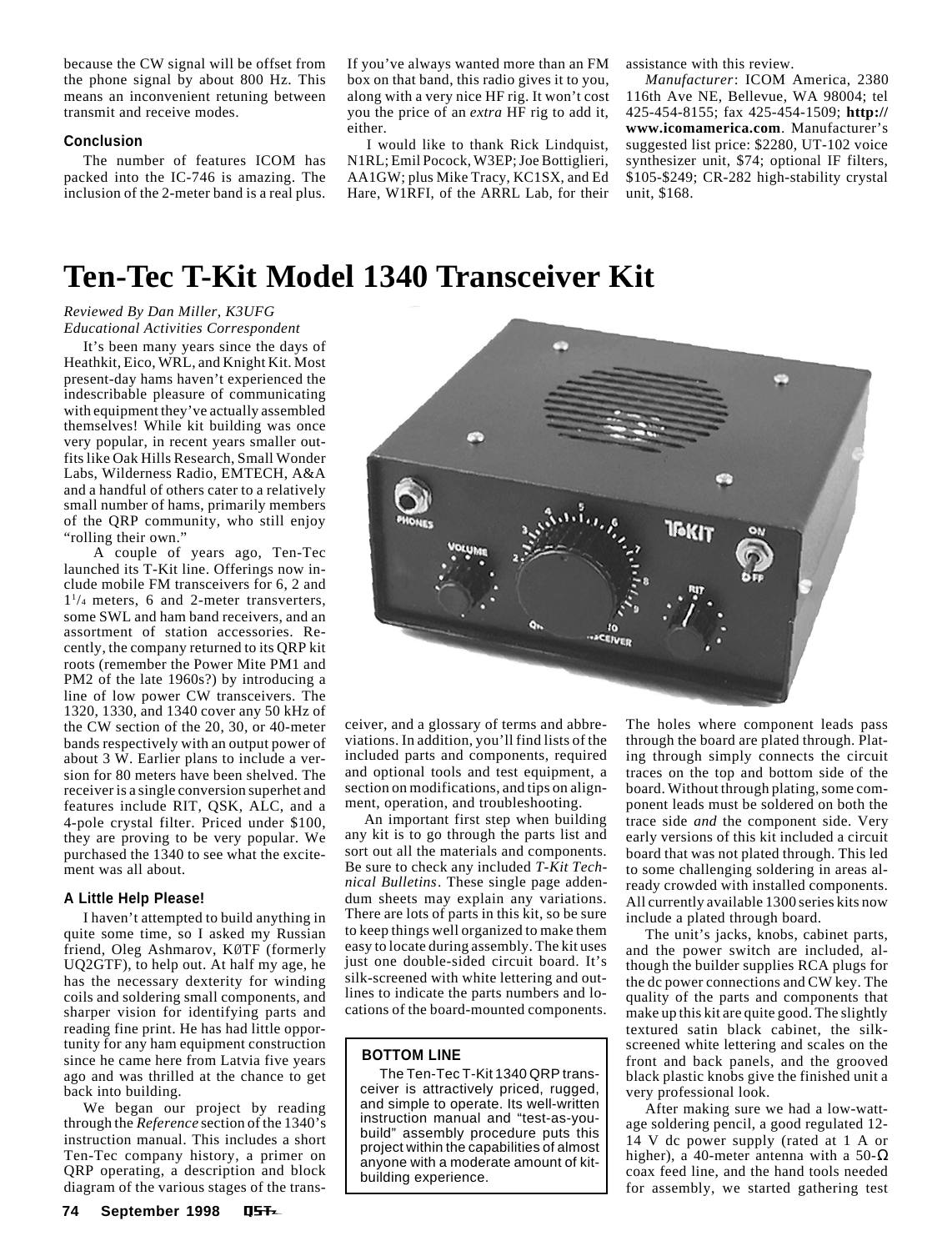because the CW signal will be offset from the phone signal by about 800 Hz. This means an inconvenient retuning between transmit and receive modes.

#### Conclusion

The number of features ICOM has packed into the IC-746 is amazing. The inclusion of the 2-meter band is a real plus. If you've always wanted more than an FM box on that band, this radio gives it to you, along with a very nice HF rig. It won't cost you the price of an *extra* HF rig to add it, either.

I would like to thank Rick Lindquist, N1RL; Emil Pocock, W3EP; Joe Bottiglieri, AA1GW; plus Mike Tracy, KC1SX, and Ed Hare, W1RFI, of the ARRL Lab, for their assistance with this review.

*Manufacturer*: ICOM America, 2380 116th Ave NE, Bellevue, WA 98004; tel 425-454-8155; fax 425-454-1509; **http://www.icomamerica.com**. Manufacturer's suggested list price: $2280, UT-102 voice synthesizer unit, $74; optional IF filters, $105-$249; CR-282 high-stability crystal unit, $168.

# Ten-Tec T-Kit Model 1340 Transceiver Kit

*Reviewed By Dan Miller, K3UFG*
*Educational Activities Correspondent*

It's been many years since the days of Heathkit, Eico, WRL, and Knight Kit. Most present-day hams haven't experienced the indescribable pleasure of communicating with equipment they've actually assembled themselves! While kit building was once very popular, in recent years smaller outfits like Oak Hills Research, Small Wonder Labs, Wilderness Radio, EMTECH, A&A and a handful of others cater to a relatively small number of hams, primarily members of the QRP community, who still enjoy "rolling their own."

A couple of years ago, Ten-Tec launched its T-Kit line. Offerings now include mobile FM transceivers for 6, 2 and 1[1]/[4] meters, 6 and 2-meter transverters, some SWL and ham band receivers, and an assortment of station accessories. Recently, the company returned to its QRP kit roots (remember the Power Mite PM1 and PM2 of the late 1960s?) by introducing a line of low power CW transceivers. The 1320, 1330, and 1340 cover any 50 kHz of the CW section of the 20, 30, or 40-meter bands respectively with an output power of about 3 W. Earlier plans to include a version for 80 meters have been shelved. The receiver is a single conversion superhet and features include RIT, QSK, ALC, and a 4-pole crystal filter. Priced under $100, they are proving to be very popular. We purchased the 1340 to see what the excitement was all about.

#### A Little Help Please!

I haven't attempted to build anything in quite some time, so I asked my Russian friend, Oleg Ashmarov, KØTF (formerly UQ2GTF), to help out. At half my age, he has the necessary dexterity for winding coils and soldering small components, and sharper vision for identifying parts and reading fine print. He has had little opportunity for any ham equipment construction since he came here from Latvia five years ago and was thrilled at the chance to get back into building.

We began our project by reading through the *Reference* section of the 1340's instruction manual. This includes a short Ten-Tec company history, a primer on QRP operating, a description and block diagram of the various stages of the transceiver, and a glossary of terms and abbreviations. In addition, you'll find lists of the included parts and components, required and optional tools and test equipment, a section on modifications, and tips on alignment, operation, and troubleshooting.

An important first step when building any kit is to go through the parts list and sort out all the materials and components. Be sure to check any included *T-Kit Technical Bulletins*. These single page addendum sheets may explain any variations. There are lots of parts in this kit, so be sure to keep things well organized to make them easy to locate during assembly. The kit uses just one double-sided circuit board. It's silk-screened with white lettering and outlines to indicate the parts numbers and locations of the board-mounted components.

> **BOTTOM LINE**
>
> The Ten-Tec T-Kit 1340 QRP transceiver is attractively priced, rugged, and simple to operate. Its well-written instruction manual and "test-as-you-build" assembly procedure puts this project within the capabilities of almost anyone with a moderate amount of kit-building experience.

The holes where component leads pass through the board are plated through. Plating through simply connects the circuit traces on the top and bottom side of the board. Without through plating, some component leads must be soldered on both the trace side *and* the component side. Very early versions of this kit included a circuit board that was not plated through. This led to some challenging soldering in areas already crowded with installed components. All currently available 1300 series kits now include a plated through board.

The unit's jacks, knobs, cabinet parts, and the power switch are included, although the builder supplies RCA plugs for the dc power connections and CW key. The quality of the parts and components that make up this kit are quite good. The slightly textured satin black cabinet, the silk-screened white lettering and scales on the front and back panels, and the grooved black plastic knobs give the finished unit a very professional look.

After making sure we had a low-wattage soldering pencil, a good regulated 12-14 V dc power supply (rated at 1 A or higher), a 40-meter antenna with a 50-Ω coax feed line, and the hand tools needed for assembly, we started gathering test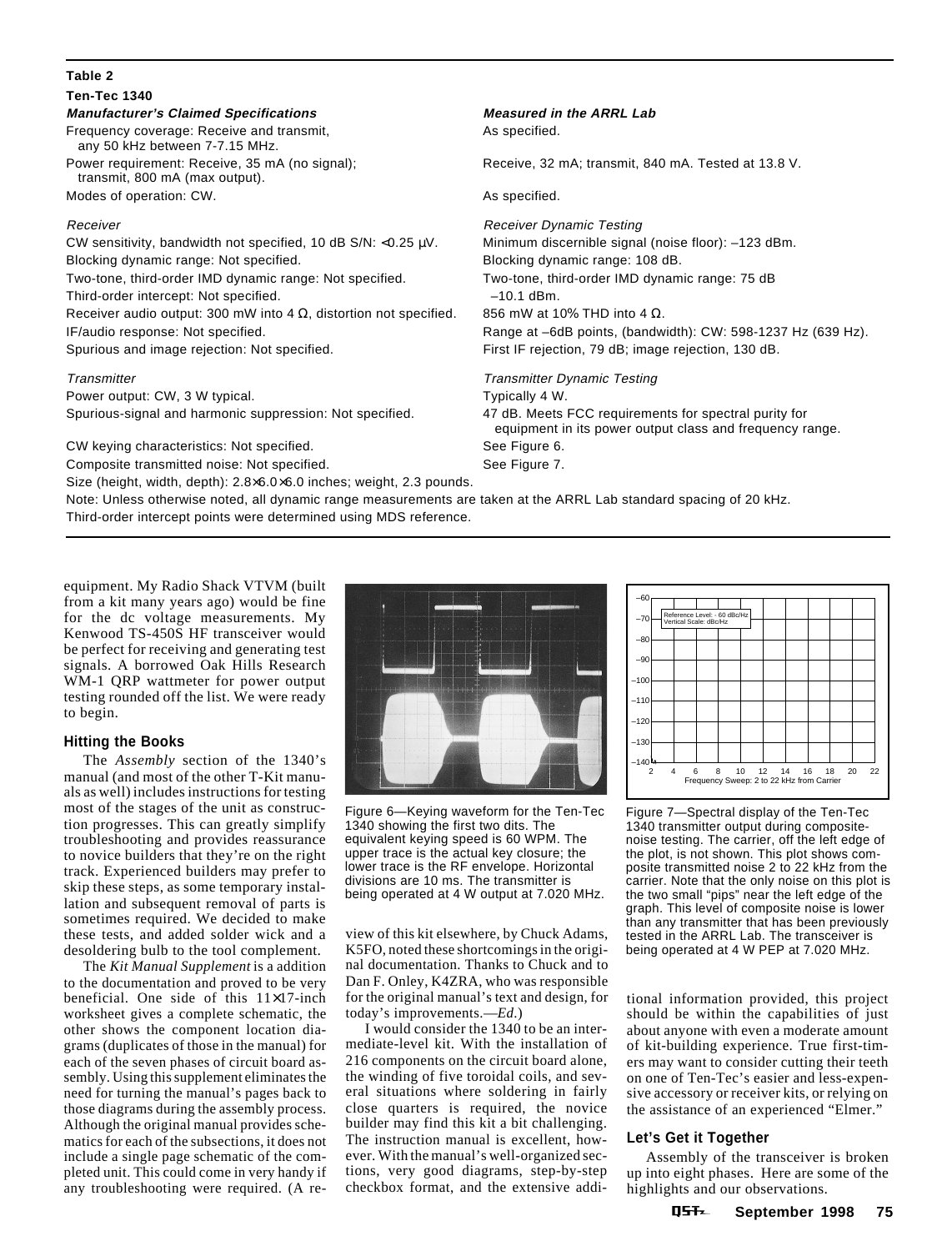**Table 2**

**Ten-Tec 1340**

| *Manufacturer's Claimed Specifications* | *Measured in the ARRL Lab* |
|---|---|
| Frequency coverage: Receive and transmit, any 50 kHz between 7-7.15 MHz. | As specified. |
| Power requirement: Receive, 35 mA (no signal); transmit, 800 mA (max output). | Receive, 32 mA; transmit, 840 mA. Tested at 13.8 V. |
| Modes of operation: CW. | As specified. |
| *Receiver* | *Receiver Dynamic Testing* |
| CW sensitivity, bandwidth not specified, 10 dB S/N: <0.25 µV. | Minimum discernible signal (noise floor): –123 dBm. |
| Blocking dynamic range: Not specified. | Blocking dynamic range: 108 dB. |
| Two-tone, third-order IMD dynamic range: Not specified. | Two-tone, third-order IMD dynamic range: 75 dB |
| Third-order intercept: Not specified. | –10.1 dBm. |
| Receiver audio output: 300 mW into 4 Ω, distortion not specified. | 856 mW at 10% THD into 4 Ω. |
| IF/audio response: Not specified. | Range at –6dB points, (bandwidth): CW: 598-1237 Hz (639 Hz). |
| Spurious and image rejection: Not specified. | First IF rejection, 79 dB; image rejection, 130 dB. |
| *Transmitter* | *Transmitter Dynamic Testing* |
| Power output: CW, 3 W typical. | Typically 4 W. |
| Spurious-signal and harmonic suppression: Not specified. | 47 dB. Meets FCC requirements for spectral purity for equipment in its power output class and frequency range. |
| CW keying characteristics: Not specified. | See Figure 6. |
| Composite transmitted noise: Not specified. | See Figure 7. |

Size (height, width, depth): 2.8×6.0×6.0 inches; weight, 2.3 pounds.

Note: Unless otherwise noted, all dynamic range measurements are taken at the ARRL Lab standard spacing of 20 kHz. Third-order intercept points were determined using MDS reference.

equipment. My Radio Shack VTVM (built from a kit many years ago) would be fine for the dc voltage measurements. My Kenwood TS-450S HF transceiver would be perfect for receiving and generating test signals. A borrowed Oak Hills Research WM-1 QRP wattmeter for power output testing rounded off the list. We were ready to begin.

### Hitting the Books

The *Assembly* section of the 1340's manual (and most of the other T-Kit manuals as well) includes instructions for testing most of the stages of the unit as construction progresses. This can greatly simplify troubleshooting and provides reassurance to novice builders that they're on the right track. Experienced builders may prefer to skip these steps, as some temporary installation and subsequent removal of parts is sometimes required. We decided to make these tests, and added solder wick and a desoldering bulb to the tool complement.

The *Kit Manual Supplement* is a addition to the documentation and proved to be very beneficial. One side of this 11×17-inch worksheet gives a complete schematic, the other shows the component location diagrams (duplicates of those in the manual) for each of the seven phases of circuit board assembly. Using this supplement eliminates the need for turning the manual's pages back to those diagrams during the assembly process. Although the original manual provides schematics for each of the subsections, it does not include a single page schematic of the completed unit. This could come in very handy if any troubleshooting were required. (A review of this kit elsewhere, by Chuck Adams, K5FO, noted these shortcomings in the original documentation. Thanks to Chuck and to Dan F. Onley, K4ZRA, who was responsible for the original manual's text and design, for today's improvements.—*Ed.*)

Figure 6—Keying waveform for the Ten-Tec 1340 showing the first two dits. The equivalent keying speed is 60 WPM. The upper trace is the actual key closure; the lower trace is the RF envelope. Horizontal divisions are 10 ms. The transmitter is being operated at 4 W output at 7.020 MHz.

Figure 7—Spectral display of the Ten-Tec 1340 transmitter output during composite-noise testing. The carrier, off the left edge of the plot, is not shown. This plot shows composite transmitted noise 2 to 22 kHz from the carrier. Note that the only noise on this plot is the two small "pips" near the left edge of the graph. This level of composite noise is lower than any transmitter that has been previously tested in the ARRL Lab. The transceiver is being operated at 4 W PEP at 7.020 MHz.

I would consider the 1340 to be an intermediate-level kit. With the installation of 216 components on the circuit board alone, the winding of five toroidal coils, and several situations where soldering in fairly close quarters is required, the novice builder may find this kit a bit challenging. The instruction manual is excellent, however. With the manual's well-organized sections, very good diagrams, step-by-step checkbox format, and the extensive additional information provided, this project should be within the capabilities of just about anyone with even a moderate amount of kit-building experience. True first-timers may want to consider cutting their teeth on one of Ten-Tec's easier and less-expensive accessory or receiver kits, or relying on the assistance of an experienced "Elmer."

### Let's Get it Together

Assembly of the transceiver is broken up into eight phases. Here are some of the highlights and our observations.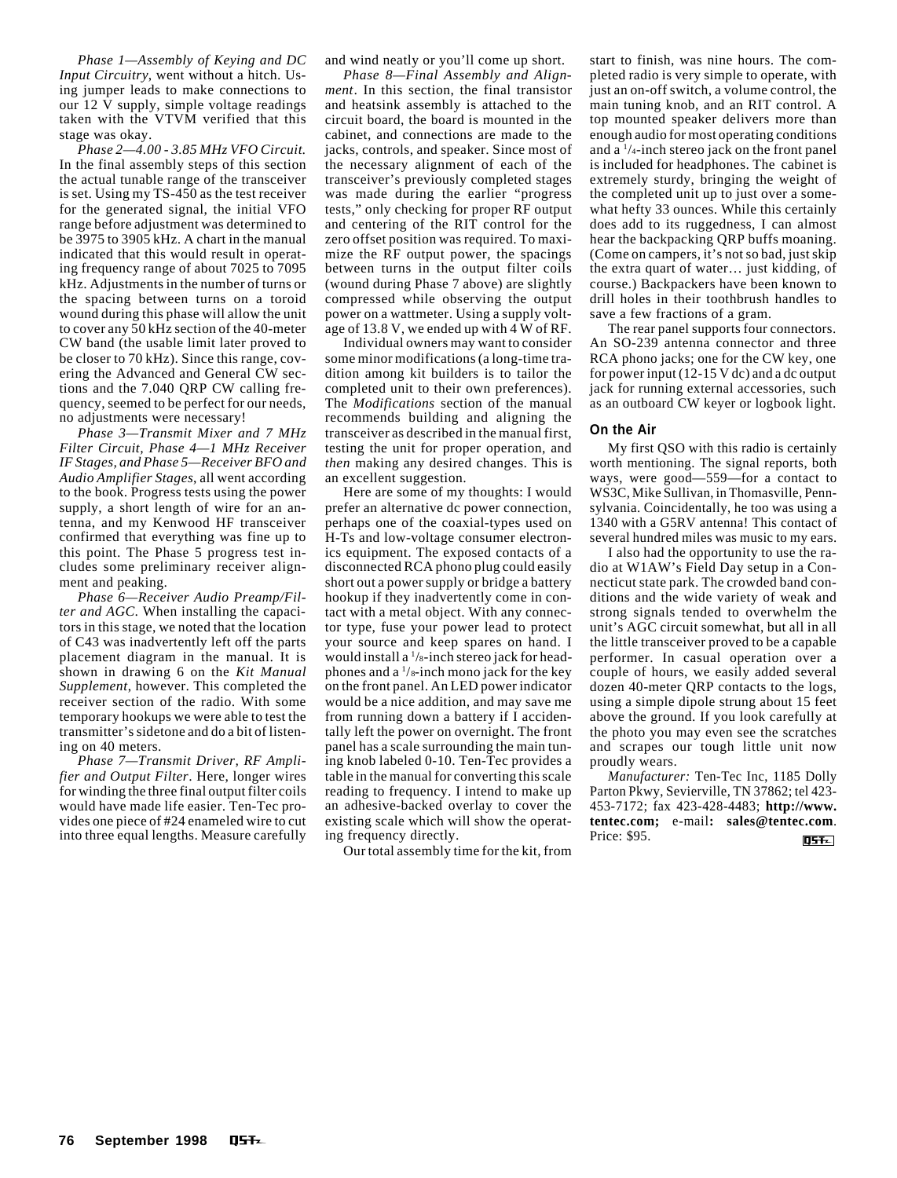*Phase 1—Assembly of Keying and DC Input Circuitry*, went without a hitch. Using jumper leads to make connections to our 12 V supply, simple voltage readings taken with the VTVM verified that this stage was okay.

*Phase 2—4.00 - 3.85 MHz VFO Circuit.* In the final assembly steps of this section the actual tunable range of the transceiver is set. Using my TS-450 as the test receiver for the generated signal, the initial VFO range before adjustment was determined to be 3975 to 3905 kHz. A chart in the manual indicated that this would result in operating frequency range of about 7025 to 7095 kHz. Adjustments in the number of turns or the spacing between turns on a toroid wound during this phase will allow the unit to cover any 50 kHz section of the 40-meter CW band (the usable limit later proved to be closer to 70 kHz). Since this range, covering the Advanced and General CW sections and the 7.040 QRP CW calling frequency, seemed to be perfect for our needs, no adjustments were necessary!

*Phase 3—Transmit Mixer and 7 MHz Filter Circuit, Phase 4—1 MHz Receiver IF Stages, and Phase 5—Receiver BFO and Audio Amplifier Stages*, all went according to the book. Progress tests using the power supply, a short length of wire for an antenna, and my Kenwood HF transceiver confirmed that everything was fine up to this point. The Phase 5 progress test includes some preliminary receiver alignment and peaking.

*Phase 6—Receiver Audio Preamp/Filter and AGC.* When installing the capacitors in this stage, we noted that the location of C43 was inadvertently left off the parts placement diagram in the manual. It is shown in drawing 6 on the *Kit Manual Supplement*, however. This completed the receiver section of the radio. With some temporary hookups we were able to test the transmitter's sidetone and do a bit of listening on 40 meters.

*Phase 7—Transmit Driver, RF Amplifier and Output Filter*. Here, longer wires for winding the three final output filter coils would have made life easier. Ten-Tec provides one piece of #24 enameled wire to cut into three equal lengths. Measure carefully and wind neatly or you'll come up short.

*Phase 8—Final Assembly and Alignment*. In this section, the final transistor and heatsink assembly is attached to the circuit board, the board is mounted in the cabinet, and connections are made to the jacks, controls, and speaker. Since most of the necessary alignment of each of the transceiver's previously completed stages was made during the earlier "progress tests," only checking for proper RF output and centering of the RIT control for the zero offset position was required. To maximize the RF output power, the spacings between turns in the output filter coils (wound during Phase 7 above) are slightly compressed while observing the output power on a wattmeter. Using a supply voltage of 13.8 V, we ended up with 4 W of RF.

Individual owners may want to consider some minor modifications (a long-time tradition among kit builders is to tailor the completed unit to their own preferences). The *Modifications* section of the manual recommends building and aligning the transceiver as described in the manual first, testing the unit for proper operation, and *then* making any desired changes. This is an excellent suggestion.

Here are some of my thoughts: I would prefer an alternative dc power connection, perhaps one of the coaxial-types used on H-Ts and low-voltage consumer electronics equipment. The exposed contacts of a disconnected RCA phono plug could easily short out a power supply or bridge a battery hookup if they inadvertently come in contact with a metal object. With any connector type, fuse your power lead to protect your source and keep spares on hand. I would install a 1/8-inch stereo jack for headphones and a 1/8-inch mono jack for the key on the front panel. An LED power indicator would be a nice addition, and may save me from running down a battery if I accidentally left the power on overnight. The front panel has a scale surrounding the main tuning knob labeled 0-10. Ten-Tec provides a table in the manual for converting this scale reading to frequency. I intend to make up an adhesive-backed overlay to cover the existing scale which will show the operating frequency directly.

Our total assembly time for the kit, from start to finish, was nine hours. The completed radio is very simple to operate, with just an on-off switch, a volume control, the main tuning knob, and an RIT control. A top mounted speaker delivers more than enough audio for most operating conditions and a 1/4-inch stereo jack on the front panel is included for headphones. The cabinet is extremely sturdy, bringing the weight of the completed unit up to just over a somewhat hefty 33 ounces. While this certainly does add to its ruggedness, I can almost hear the backpacking QRP buffs moaning. (Come on campers, it's not so bad, just skip the extra quart of water… just kidding, of course.) Backpackers have been known to drill holes in their toothbrush handles to save a few fractions of a gram.

The rear panel supports four connectors. An SO-239 antenna connector and three RCA phono jacks; one for the CW key, one for power input (12-15 V dc) and a dc output jack for running external accessories, such as an outboard CW keyer or logbook light.

## On the Air

My first QSO with this radio is certainly worth mentioning. The signal reports, both ways, were good—559—for a contact to WS3C, Mike Sullivan, in Thomasville, Pennsylvania. Coincidentally, he too was using a 1340 with a G5RV antenna! This contact of several hundred miles was music to my ears.

I also had the opportunity to use the radio at W1AW's Field Day setup in a Connecticut state park. The crowded band conditions and the wide variety of weak and strong signals tended to overwhelm the unit's AGC circuit somewhat, but all in all the little transceiver proved to be a capable performer. In casual operation over a couple of hours, we easily added several dozen 40-meter QRP contacts to the logs, using a simple dipole strung about 15 feet above the ground. If you look carefully at the photo you may even see the scratches and scrapes our tough little unit now proudly wears.

*Manufacturer:* Ten-Tec Inc, 1185 Dolly Parton Pkwy, Sevierville, TN 37862; tel 423-453-7172; fax 423-428-4483; **http://www.tentec.com;** e-mail**: sales@tentec.com**. Price: $95.